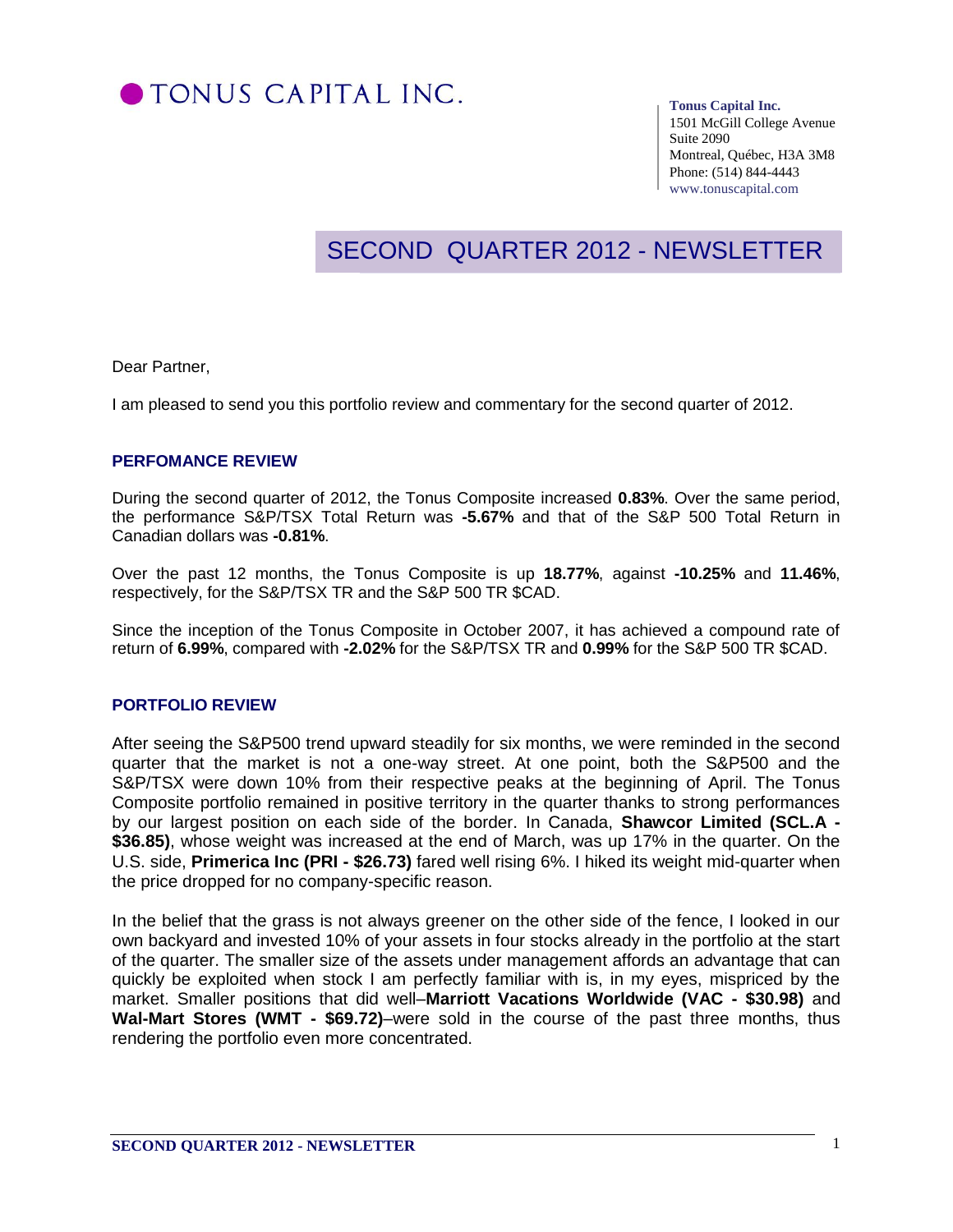# TONUS CAPITAL INC.

**Tonus Capital Inc.**
1501 McGill College Avenue
Suite 2090
Montreal, Québec, H3A 3M8
Phone: (514) 844-4443
www.tonuscapital.com

## SECOND QUARTER 2012 - NEWSLETTER

Dear Partner,

I am pleased to send you this portfolio review and commentary for the second quarter of 2012.

### PERFOMANCE REVIEW

During the second quarter of 2012, the Tonus Composite increased **0.83%**. Over the same period, the performance S&P/TSX Total Return was **-5.67%** and that of the S&P 500 Total Return in Canadian dollars was **-0.81%**.

Over the past 12 months, the Tonus Composite is up **18.77%**, against **-10.25%** and **11.46%**, respectively, for the S&P/TSX TR and the S&P 500 TR $CAD.

Since the inception of the Tonus Composite in October 2007, it has achieved a compound rate of return of **6.99%**, compared with **-2.02%** for the S&P/TSX TR and **0.99%** for the S&P 500 TR $CAD.

### PORTFOLIO REVIEW

After seeing the S&P500 trend upward steadily for six months, we were reminded in the second quarter that the market is not a one-way street. At one point, both the S&P500 and the S&P/TSX were down 10% from their respective peaks at the beginning of April. The Tonus Composite portfolio remained in positive territory in the quarter thanks to strong performances by our largest position on each side of the border. In Canada, **Shawcor Limited (SCL.A - $36.85)**, whose weight was increased at the end of March, was up 17% in the quarter. On the U.S. side, **Primerica Inc (PRI - $26.73)** fared well rising 6%. I hiked its weight mid-quarter when the price dropped for no company-specific reason.

In the belief that the grass is not always greener on the other side of the fence, I looked in our own backyard and invested 10% of your assets in four stocks already in the portfolio at the start of the quarter. The smaller size of the assets under management affords an advantage that can quickly be exploited when stock I am perfectly familiar with is, in my eyes, mispriced by the market. Smaller positions that did well–**Marriott Vacations Worldwide (VAC - $30.98)** and **Wal-Mart Stores (WMT - $69.72)**–were sold in the course of the past three months, thus rendering the portfolio even more concentrated.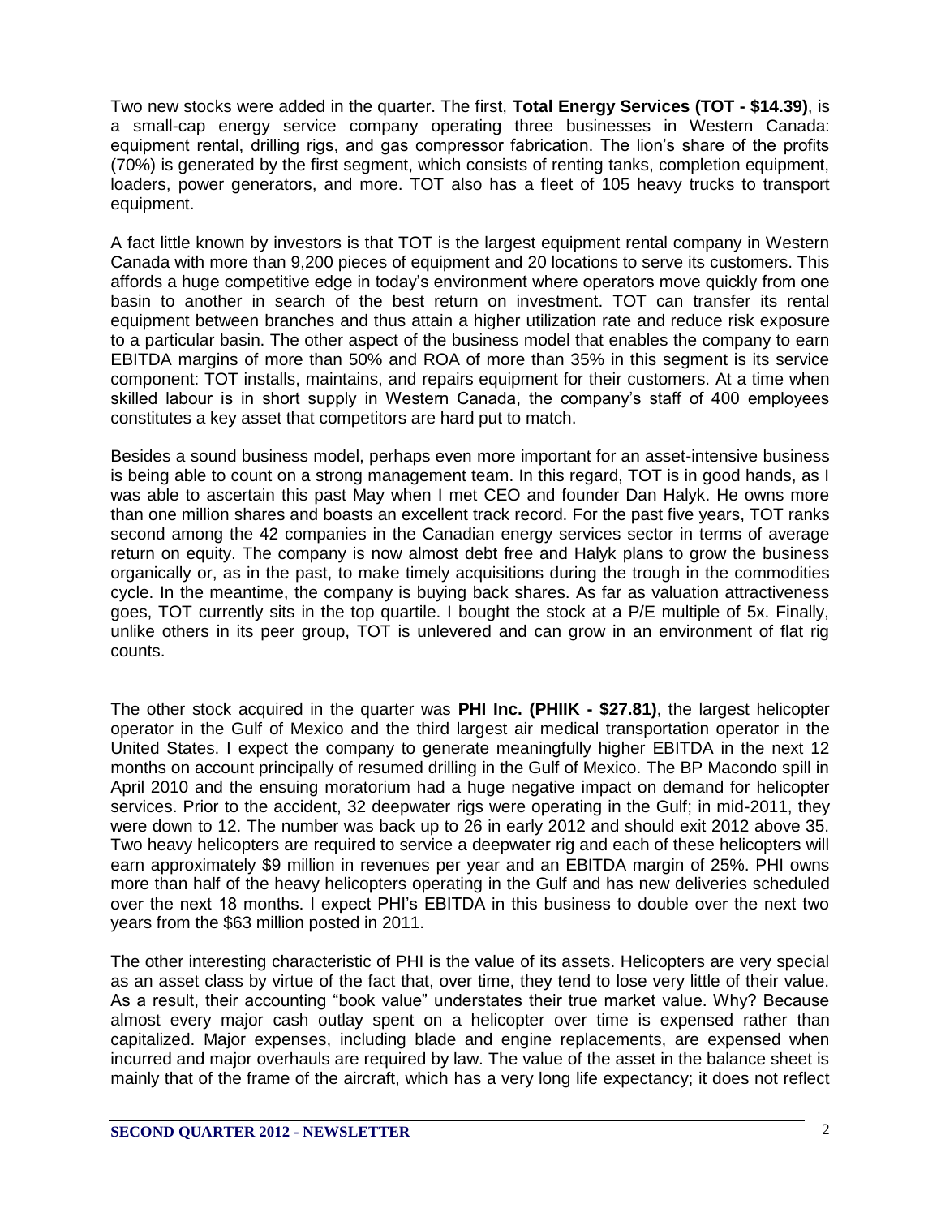Two new stocks were added in the quarter. The first, **Total Energy Services (TOT - $14.39)**, is a small-cap energy service company operating three businesses in Western Canada: equipment rental, drilling rigs, and gas compressor fabrication. The lion's share of the profits (70%) is generated by the first segment, which consists of renting tanks, completion equipment, loaders, power generators, and more. TOT also has a fleet of 105 heavy trucks to transport equipment.

A fact little known by investors is that TOT is the largest equipment rental company in Western Canada with more than 9,200 pieces of equipment and 20 locations to serve its customers. This affords a huge competitive edge in today's environment where operators move quickly from one basin to another in search of the best return on investment. TOT can transfer its rental equipment between branches and thus attain a higher utilization rate and reduce risk exposure to a particular basin. The other aspect of the business model that enables the company to earn EBITDA margins of more than 50% and ROA of more than 35% in this segment is its service component: TOT installs, maintains, and repairs equipment for their customers. At a time when skilled labour is in short supply in Western Canada, the company's staff of 400 employees constitutes a key asset that competitors are hard put to match.

Besides a sound business model, perhaps even more important for an asset-intensive business is being able to count on a strong management team. In this regard, TOT is in good hands, as I was able to ascertain this past May when I met CEO and founder Dan Halyk. He owns more than one million shares and boasts an excellent track record. For the past five years, TOT ranks second among the 42 companies in the Canadian energy services sector in terms of average return on equity. The company is now almost debt free and Halyk plans to grow the business organically or, as in the past, to make timely acquisitions during the trough in the commodities cycle. In the meantime, the company is buying back shares. As far as valuation attractiveness goes, TOT currently sits in the top quartile. I bought the stock at a P/E multiple of 5x. Finally, unlike others in its peer group, TOT is unlevered and can grow in an environment of flat rig counts.

The other stock acquired in the quarter was **PHI Inc. (PHIIK - $27.81)**, the largest helicopter operator in the Gulf of Mexico and the third largest air medical transportation operator in the United States. I expect the company to generate meaningfully higher EBITDA in the next 12 months on account principally of resumed drilling in the Gulf of Mexico. The BP Macondo spill in April 2010 and the ensuing moratorium had a huge negative impact on demand for helicopter services. Prior to the accident, 32 deepwater rigs were operating in the Gulf; in mid-2011, they were down to 12. The number was back up to 26 in early 2012 and should exit 2012 above 35. Two heavy helicopters are required to service a deepwater rig and each of these helicopters will earn approximately $9 million in revenues per year and an EBITDA margin of 25%. PHI owns more than half of the heavy helicopters operating in the Gulf and has new deliveries scheduled over the next 18 months. I expect PHI's EBITDA in this business to double over the next two years from the $63 million posted in 2011.

The other interesting characteristic of PHI is the value of its assets. Helicopters are very special as an asset class by virtue of the fact that, over time, they tend to lose very little of their value. As a result, their accounting "book value" understates their true market value. Why? Because almost every major cash outlay spent on a helicopter over time is expensed rather than capitalized. Major expenses, including blade and engine replacements, are expensed when incurred and major overhauls are required by law. The value of the asset in the balance sheet is mainly that of the frame of the aircraft, which has a very long life expectancy; it does not reflect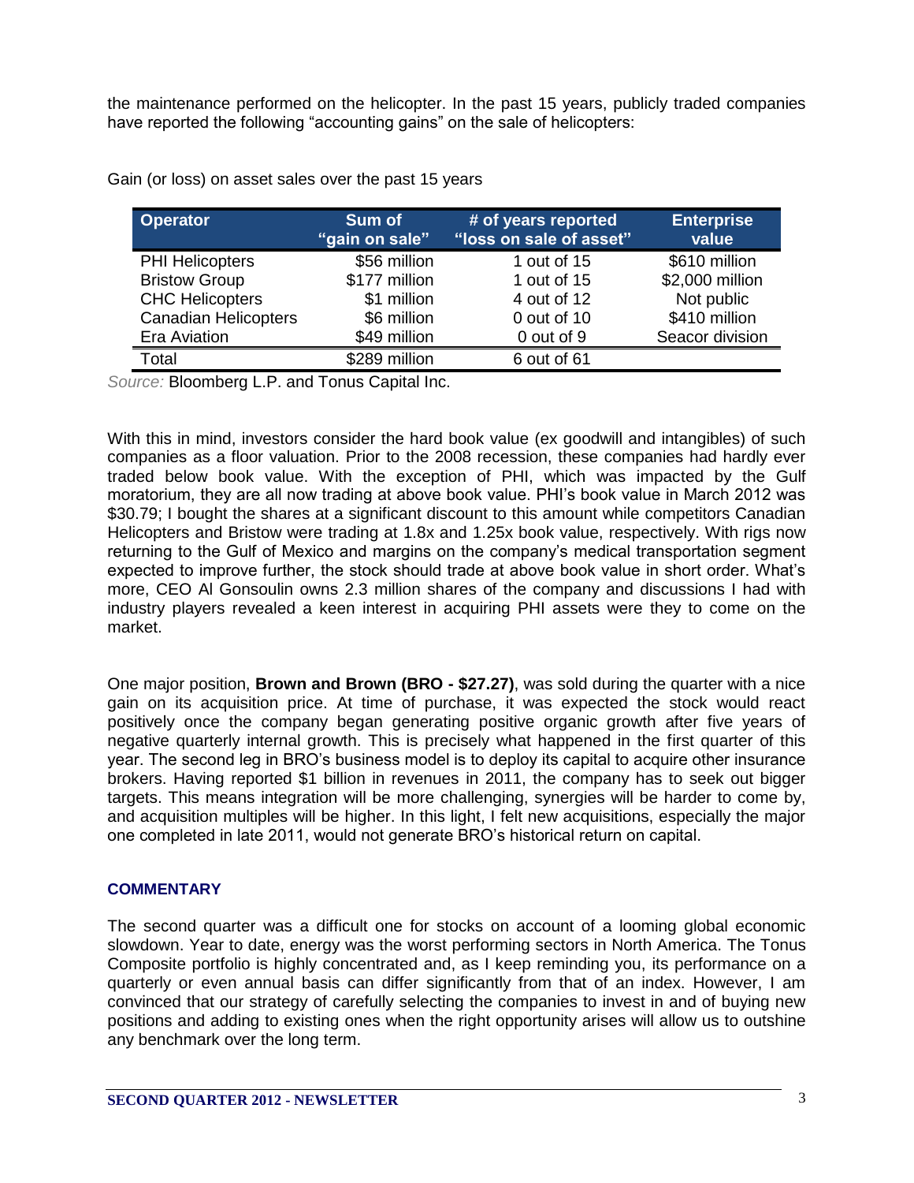the maintenance performed on the helicopter. In the past 15 years, publicly traded companies have reported the following "accounting gains" on the sale of helicopters:

Gain (or loss) on asset sales over the past 15 years

| Operator | Sum of "gain on sale" | # of years reported "loss on sale of asset" | Enterprise value |
|---|---|---|---|
| PHI Helicopters | $56 million | 1 out of 15 | $610 million |
| Bristow Group | $177 million | 1 out of 15 | $2,000 million |
| CHC Helicopters | $1 million | 4 out of 12 | Not public |
| Canadian Helicopters | $6 million | 0 out of 10 | $410 million |
| Era Aviation | $49 million | 0 out of 9 | Seacor division |
| Total | $289 million | 6 out of 61 | |

*Source:* Bloomberg L.P. and Tonus Capital Inc.

With this in mind, investors consider the hard book value (ex goodwill and intangibles) of such companies as a floor valuation. Prior to the 2008 recession, these companies had hardly ever traded below book value. With the exception of PHI, which was impacted by the Gulf moratorium, they are all now trading at above book value. PHI's book value in March 2012 was $30.79; I bought the shares at a significant discount to this amount while competitors Canadian Helicopters and Bristow were trading at 1.8x and 1.25x book value, respectively. With rigs now returning to the Gulf of Mexico and margins on the company's medical transportation segment expected to improve further, the stock should trade at above book value in short order. What's more, CEO Al Gonsoulin owns 2.3 million shares of the company and discussions I had with industry players revealed a keen interest in acquiring PHI assets were they to come on the market.

One major position, **Brown and Brown (BRO - $27.27)**, was sold during the quarter with a nice gain on its acquisition price. At time of purchase, it was expected the stock would react positively once the company began generating positive organic growth after five years of negative quarterly internal growth. This is precisely what happened in the first quarter of this year. The second leg in BRO's business model is to deploy its capital to acquire other insurance brokers. Having reported $1 billion in revenues in 2011, the company has to seek out bigger targets. This means integration will be more challenging, synergies will be harder to come by, and acquisition multiples will be higher. In this light, I felt new acquisitions, especially the major one completed in late 2011, would not generate BRO's historical return on capital.

## COMMENTARY

The second quarter was a difficult one for stocks on account of a looming global economic slowdown. Year to date, energy was the worst performing sectors in North America. The Tonus Composite portfolio is highly concentrated and, as I keep reminding you, its performance on a quarterly or even annual basis can differ significantly from that of an index. However, I am convinced that our strategy of carefully selecting the companies to invest in and of buying new positions and adding to existing ones when the right opportunity arises will allow us to outshine any benchmark over the long term.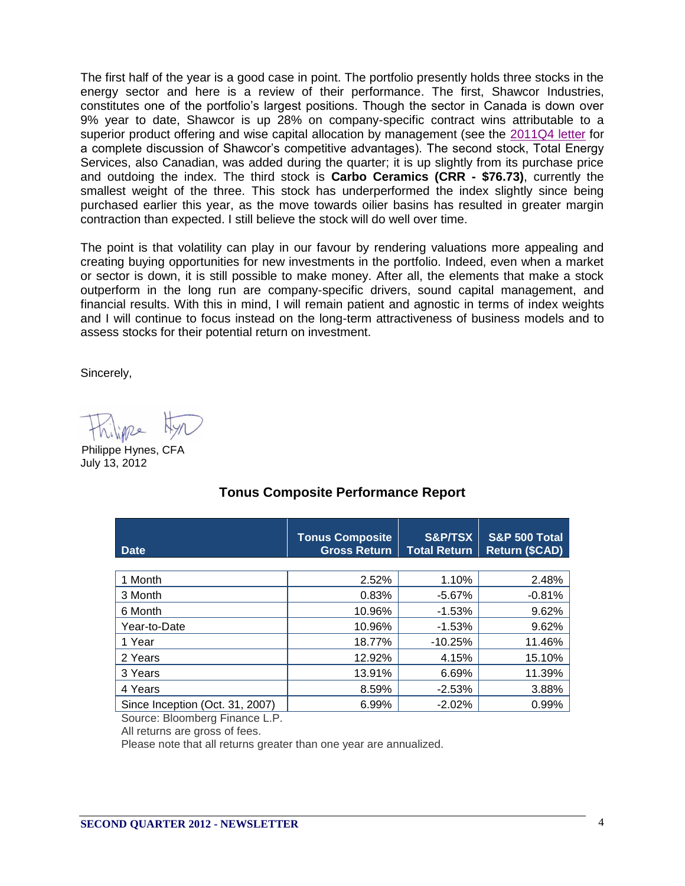The first half of the year is a good case in point. The portfolio presently holds three stocks in the energy sector and here is a review of their performance. The first, Shawcor Industries, constitutes one of the portfolio's largest positions. Though the sector in Canada is down over 9% year to date, Shawcor is up 28% on company-specific contract wins attributable to a superior product offering and wise capital allocation by management (see the 2011Q4 letter for a complete discussion of Shawcor's competitive advantages). The second stock, Total Energy Services, also Canadian, was added during the quarter; it is up slightly from its purchase price and outdoing the index. The third stock is **Carbo Ceramics (CRR - $76.73)**, currently the smallest weight of the three. This stock has underperformed the index slightly since being purchased earlier this year, as the move towards oilier basins has resulted in greater margin contraction than expected. I still believe the stock will do well over time.

The point is that volatility can play in our favour by rendering valuations more appealing and creating buying opportunities for new investments in the portfolio. Indeed, even when a market or sector is down, it is still possible to make money. After all, the elements that make a stock outperform in the long run are company-specific drivers, sound capital management, and financial results. With this in mind, I will remain patient and agnostic in terms of index weights and I will continue to focus instead on the long-term attractiveness of business models and to assess stocks for their potential return on investment.

Sincerely,

Philippe Hynes, CFA
July 13, 2012

## Tonus Composite Performance Report

| Date | Tonus Composite Gross Return | S&P/TSX Total Return | S&P 500 Total Return ($CAD) |
|---|---|---|---|
| 1 Month | 2.52% | 1.10% | 2.48% |
| 3 Month | 0.83% | -5.67% | -0.81% |
| 6 Month | 10.96% | -1.53% | 9.62% |
| Year-to-Date | 10.96% | -1.53% | 9.62% |
| 1 Year | 18.77% | -10.25% | 11.46% |
| 2 Years | 12.92% | 4.15% | 15.10% |
| 3 Years | 13.91% | 6.69% | 11.39% |
| 4 Years | 8.59% | -2.53% | 3.88% |
| Since Inception (Oct. 31, 2007) | 6.99% | -2.02% | 0.99% |

Source: Bloomberg Finance L.P.

All returns are gross of fees.

Please note that all returns greater than one year are annualized.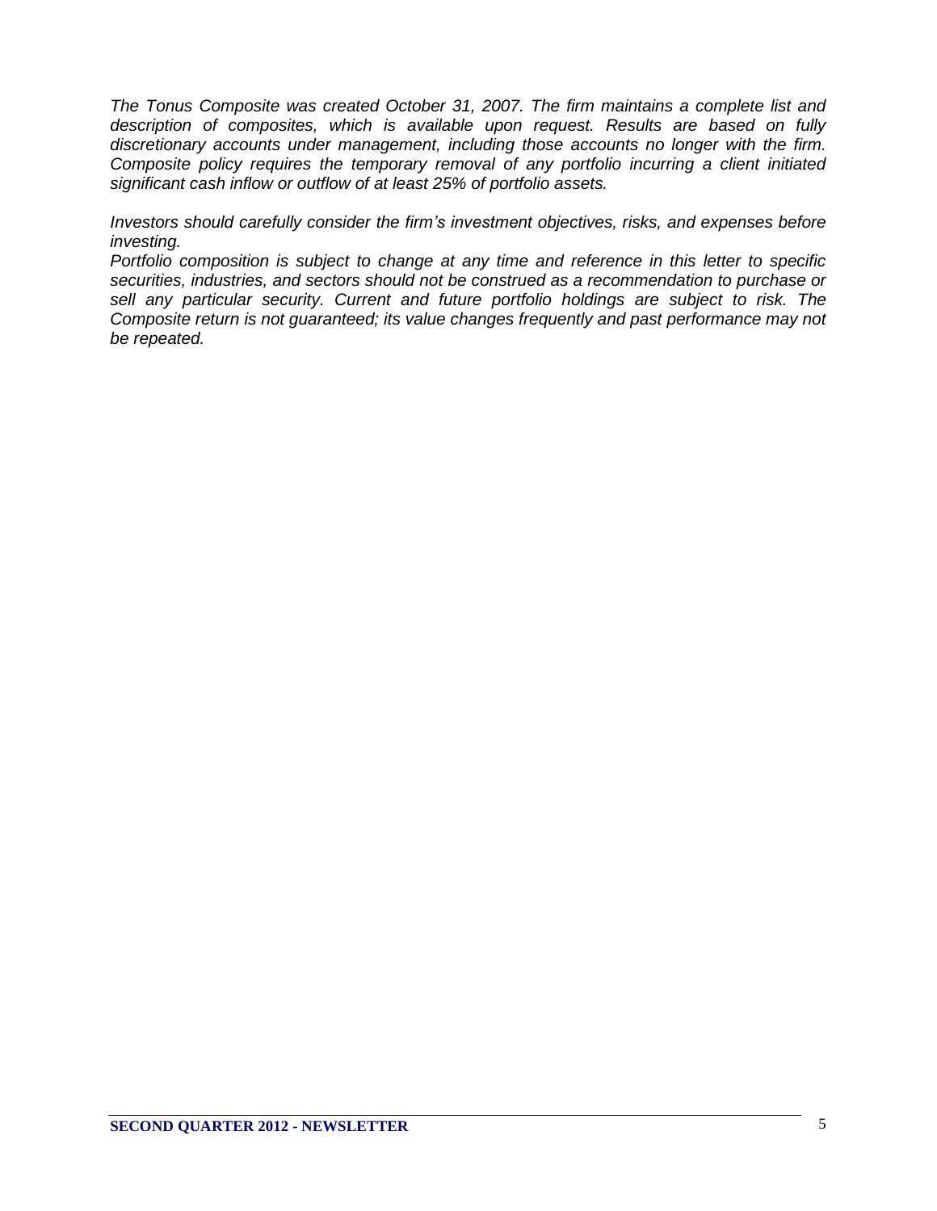*The Tonus Composite was created October 31, 2007. The firm maintains a complete list and description of composites, which is available upon request. Results are based on fully discretionary accounts under management, including those accounts no longer with the firm. Composite policy requires the temporary removal of any portfolio incurring a client initiated significant cash inflow or outflow of at least 25% of portfolio assets.*

*Investors should carefully consider the firm's investment objectives, risks, and expenses before investing.*

*Portfolio composition is subject to change at any time and reference in this letter to specific securities, industries, and sectors should not be construed as a recommendation to purchase or sell any particular security. Current and future portfolio holdings are subject to risk. The Composite return is not guaranteed; its value changes frequently and past performance may not be repeated.*